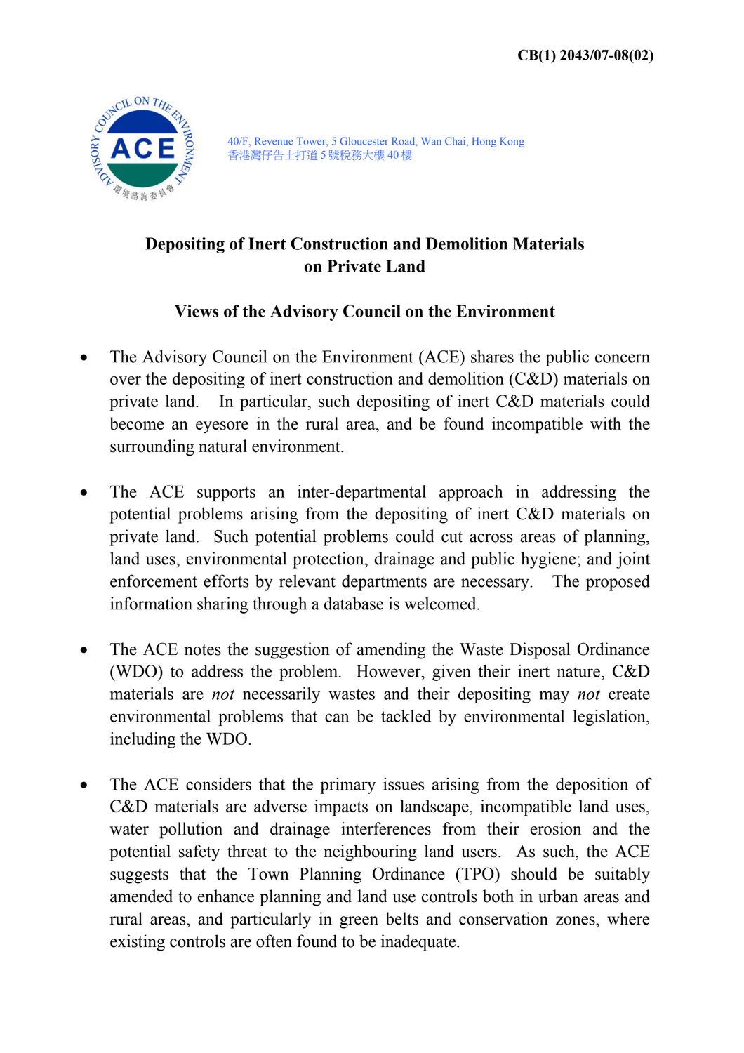CB(1) 2043/07-08(02)

40/F, Revenue Tower, 5 Gloucester Road, Wan Chai, Hong Kong
香港灣仔告士打道5號稅務大樓40樓

## Depositing of Inert Construction and Demolition Materials on Private Land

## Views of the Advisory Council on the Environment

- The Advisory Council on the Environment (ACE) shares the public concern over the depositing of inert construction and demolition (C&D) materials on private land. In particular, such depositing of inert C&D materials could become an eyesore in the rural area, and be found incompatible with the surrounding natural environment.

- The ACE supports an inter-departmental approach in addressing the potential problems arising from the depositing of inert C&D materials on private land. Such potential problems could cut across areas of planning, land uses, environmental protection, drainage and public hygiene; and joint enforcement efforts by relevant departments are necessary. The proposed information sharing through a database is welcomed.

- The ACE notes the suggestion of amending the Waste Disposal Ordinance (WDO) to address the problem. However, given their inert nature, C&D materials are *not* necessarily wastes and their depositing may *not* create environmental problems that can be tackled by environmental legislation, including the WDO.

- The ACE considers that the primary issues arising from the deposition of C&D materials are adverse impacts on landscape, incompatible land uses, water pollution and drainage interferences from their erosion and the potential safety threat to the neighbouring land users. As such, the ACE suggests that the Town Planning Ordinance (TPO) should be suitably amended to enhance planning and land use controls both in urban areas and rural areas, and particularly in green belts and conservation zones, where existing controls are often found to be inadequate.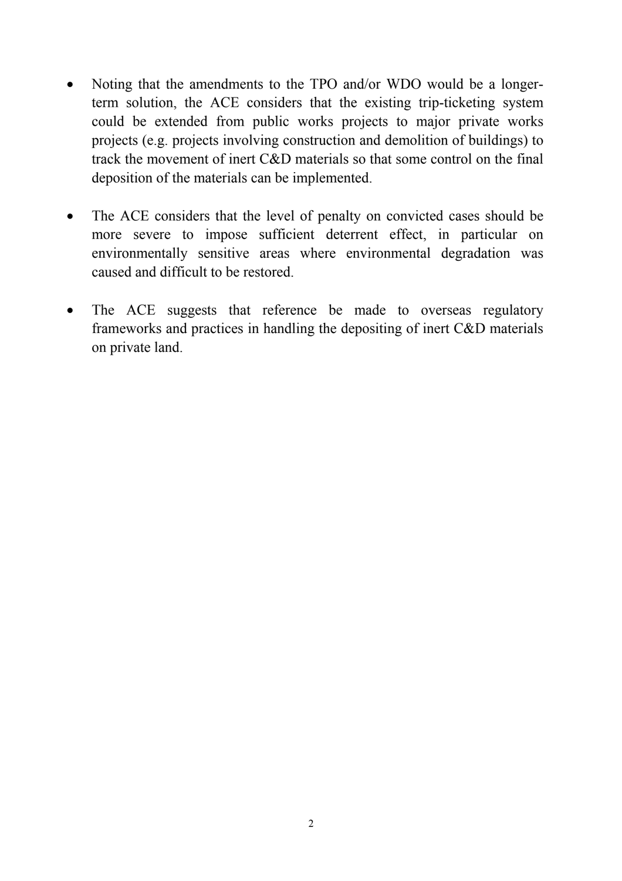- Noting that the amendments to the TPO and/or WDO would be a longer-term solution, the ACE considers that the existing trip-ticketing system could be extended from public works projects to major private works projects (e.g. projects involving construction and demolition of buildings) to track the movement of inert C&D materials so that some control on the final deposition of the materials can be implemented.

- The ACE considers that the level of penalty on convicted cases should be more severe to impose sufficient deterrent effect, in particular on environmentally sensitive areas where environmental degradation was caused and difficult to be restored.

- The ACE suggests that reference be made to overseas regulatory frameworks and practices in handling the depositing of inert C&D materials on private land.